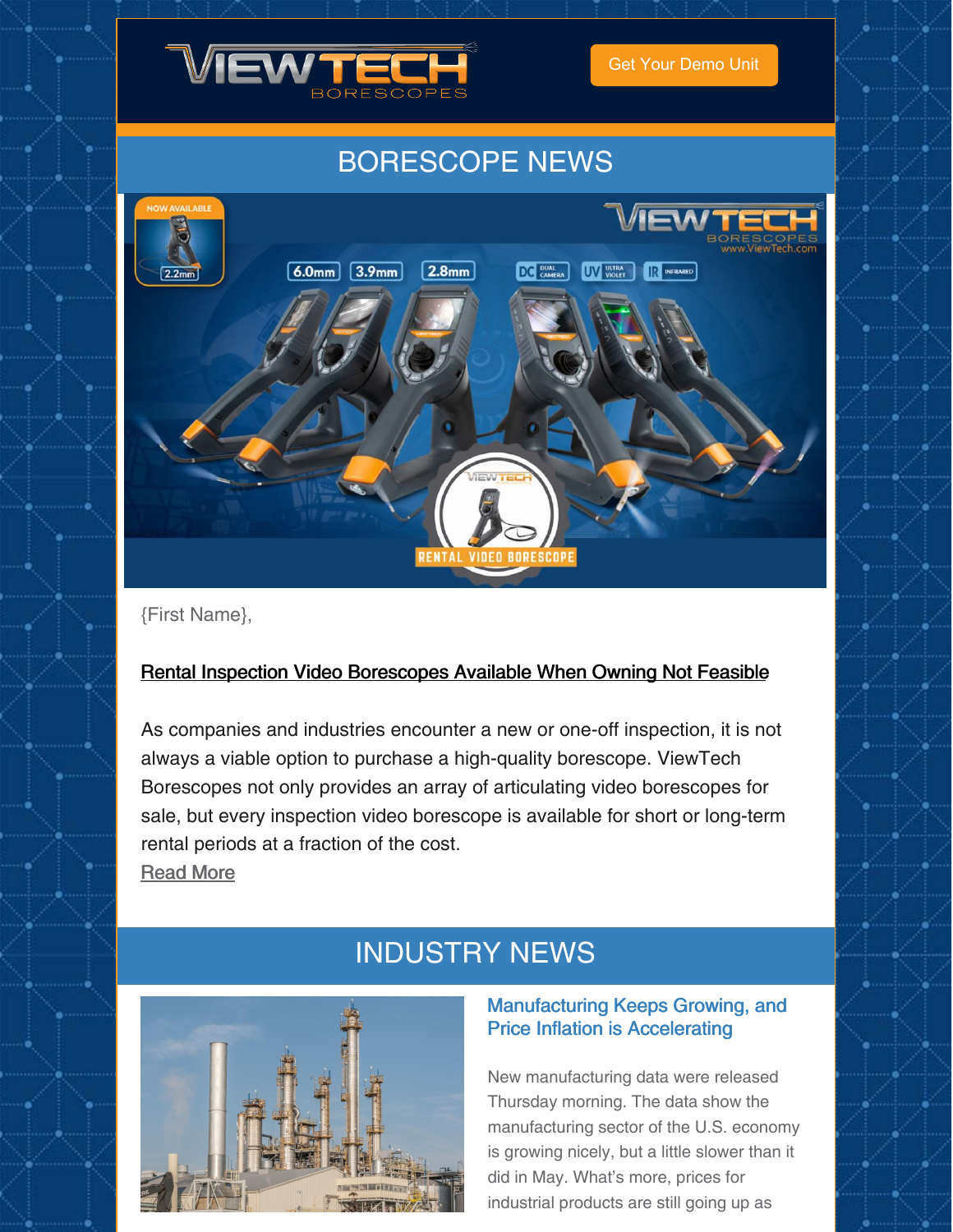Get Your Demo Unit

# BORESCOPE NEWS

{First Name},

**Rental Inspection Video Borescopes Available When Owning Not Feasible**

As companies and industries encounter a new or one-off inspection, it is not always a viable option to purchase a high-quality borescope. ViewTech Borescopes not only provides an array of articulating video borescopes for sale, but every inspection video borescope is available for short or long-term rental periods at a fraction of the cost.
Read More

# INDUSTRY NEWS

## Manufacturing Keeps Growing, and Price Inflation is Accelerating

New manufacturing data were released Thursday morning. The data show the manufacturing sector of the U.S. economy is growing nicely, but a little slower than it did in May. What's more, prices for industrial products are still going up as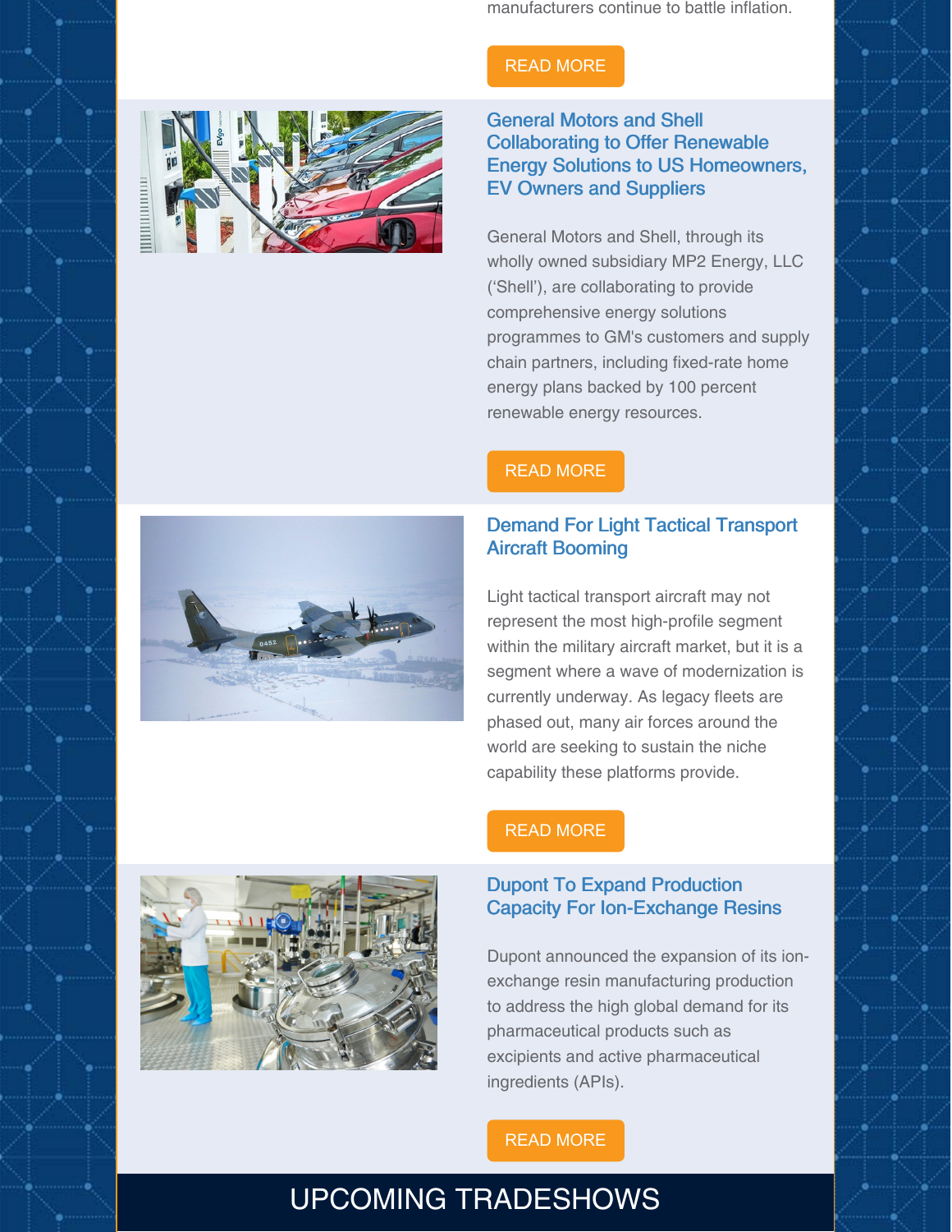manufacturers continue to battle inflation.

READ MORE

## General Motors and Shell Collaborating to Offer Renewable Energy Solutions to US Homeowners, EV Owners and Suppliers

General Motors and Shell, through its wholly owned subsidiary MP2 Energy, LLC ('Shell'), are collaborating to provide comprehensive energy solutions programmes to GM's customers and supply chain partners, including fixed-rate home energy plans backed by 100 percent renewable energy resources.

READ MORE

## Demand For Light Tactical Transport Aircraft Booming

Light tactical transport aircraft may not represent the most high-profile segment within the military aircraft market, but it is a segment where a wave of modernization is currently underway. As legacy fleets are phased out, many air forces around the world are seeking to sustain the niche capability these platforms provide.

READ MORE

## Dupont To Expand Production Capacity For Ion-Exchange Resins

Dupont announced the expansion of its ion-exchange resin manufacturing production to address the high global demand for its pharmaceutical products such as excipients and active pharmaceutical ingredients (APIs).

READ MORE

# UPCOMING TRADESHOWS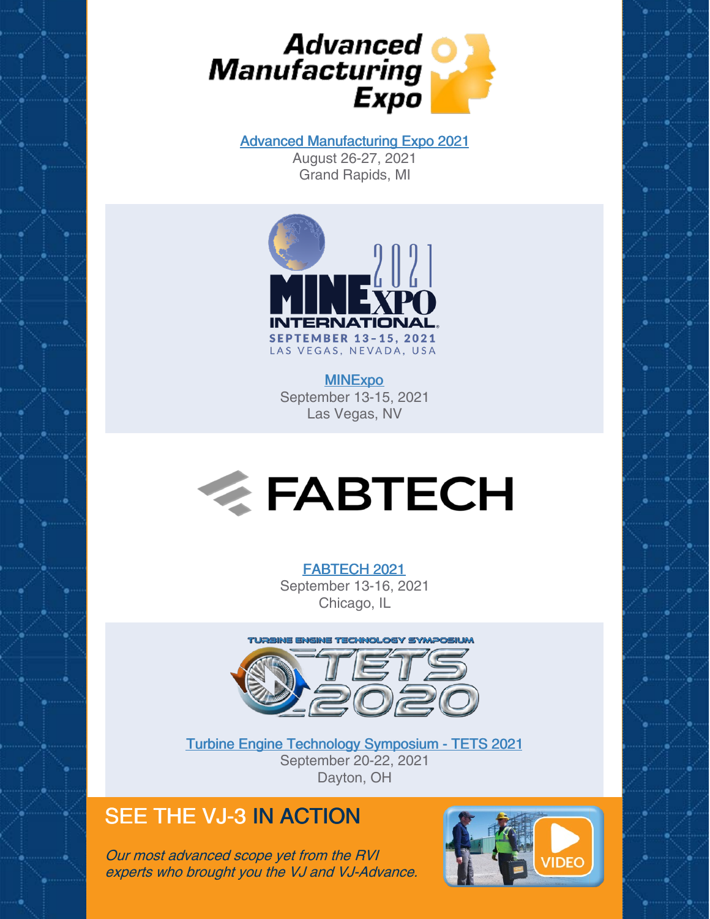Advanced Manufacturing Expo 2021
August 26-27, 2021
Grand Rapids, MI

MINExpo
September 13-15, 2021
Las Vegas, NV

FABTECH 2021
September 13-16, 2021
Chicago, IL

Turbine Engine Technology Symposium - TETS 2021
September 20-22, 2021
Dayton, OH

## SEE THE VJ-3 IN ACTION

*Our most advanced scope yet from the RVI experts who brought you the VJ and VJ-Advance.*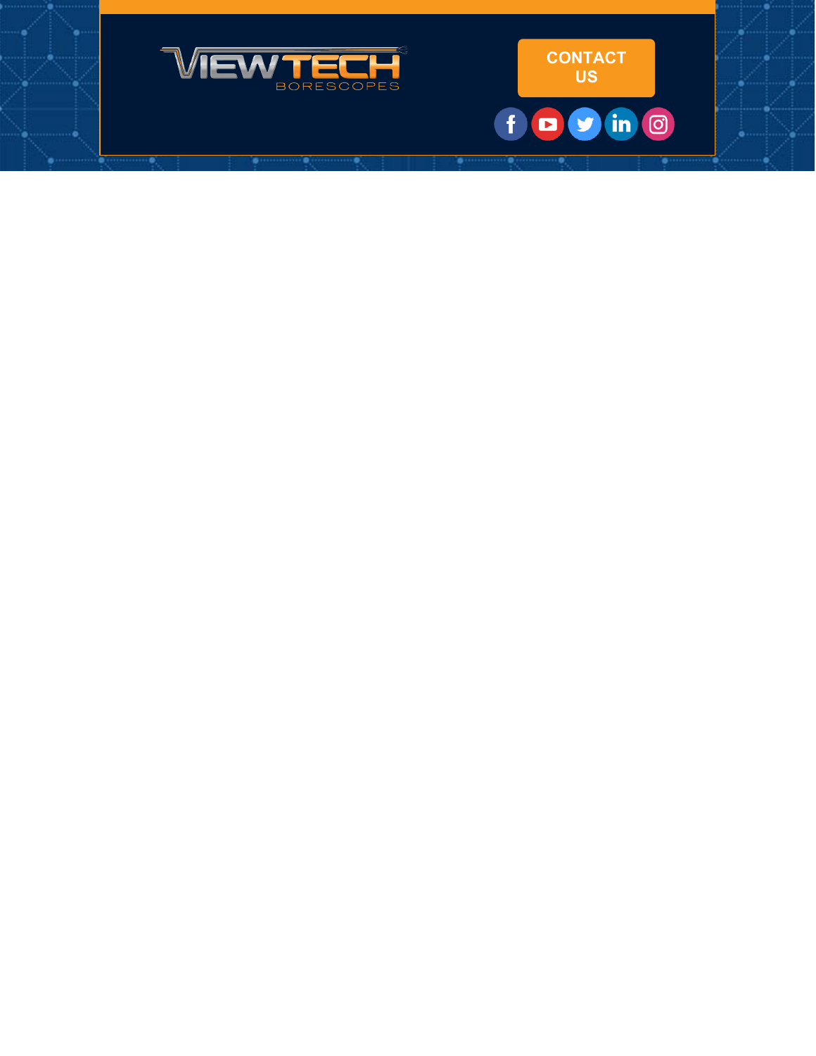VIEWTECH BORESCOPES

CONTACT US